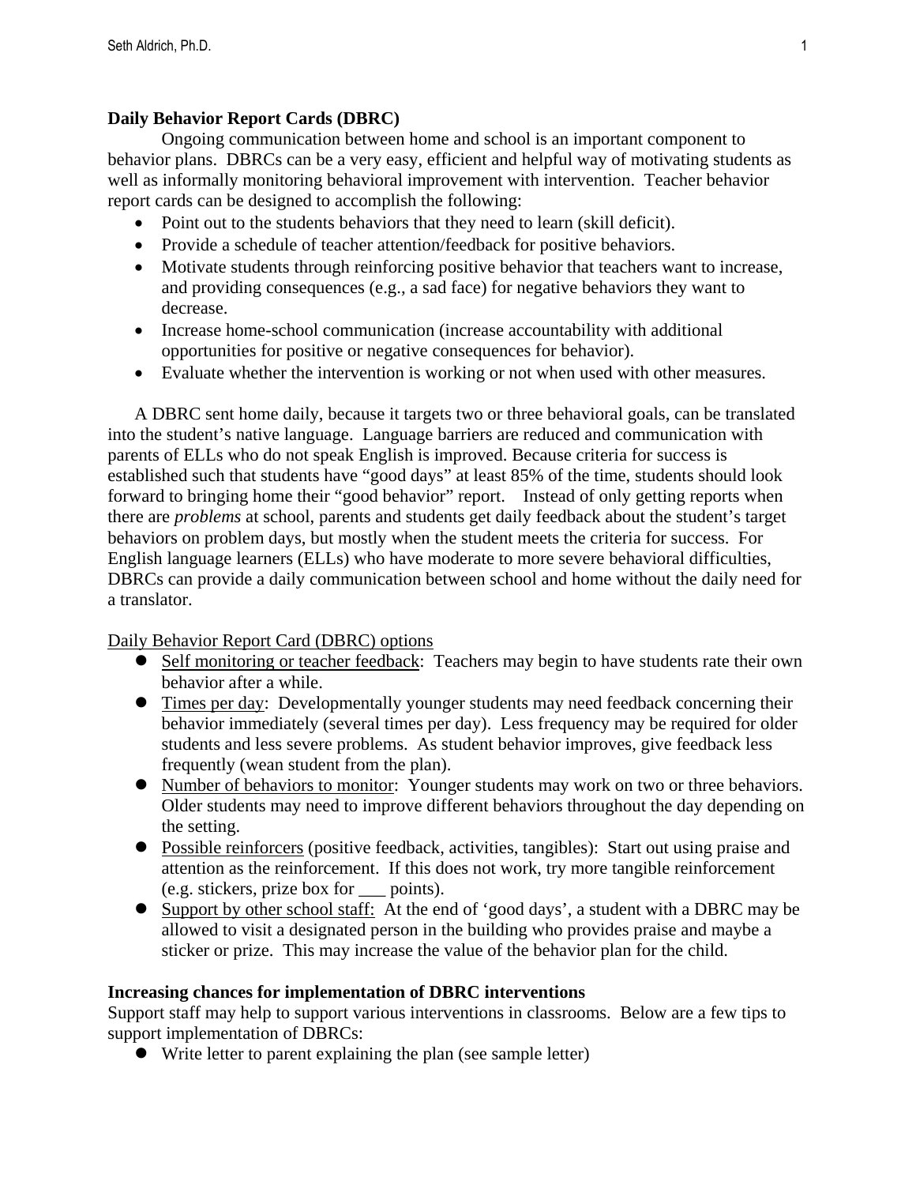**Daily Behavior Report Cards (DBRC)**

Ongoing communication between home and school is an important component to behavior plans. DBRCs can be a very easy, efficient and helpful way of motivating students as well as informally monitoring behavioral improvement with intervention. Teacher behavior report cards can be designed to accomplish the following:

- Point out to the students behaviors that they need to learn (skill deficit).
- Provide a schedule of teacher attention/feedback for positive behaviors.
- Motivate students through reinforcing positive behavior that teachers want to increase, and providing consequences (e.g., a sad face) for negative behaviors they want to decrease.
- Increase home-school communication (increase accountability with additional opportunities for positive or negative consequences for behavior).
- Evaluate whether the intervention is working or not when used with other measures.

A DBRC sent home daily, because it targets two or three behavioral goals, can be translated into the student's native language. Language barriers are reduced and communication with parents of ELLs who do not speak English is improved. Because criteria for success is established such that students have "good days" at least 85% of the time, students should look forward to bringing home their "good behavior" report. Instead of only getting reports when there are *problems* at school, parents and students get daily feedback about the student's target behaviors on problem days, but mostly when the student meets the criteria for success. For English language learners (ELLs) who have moderate to more severe behavioral difficulties, DBRCs can provide a daily communication between school and home without the daily need for a translator.

<u>Daily Behavior Report Card (DBRC) options</u>

- <u>Self monitoring or teacher feedback</u>: Teachers may begin to have students rate their own behavior after a while.
- <u>Times per day</u>: Developmentally younger students may need feedback concerning their behavior immediately (several times per day). Less frequency may be required for older students and less severe problems. As student behavior improves, give feedback less frequently (wean student from the plan).
- <u>Number of behaviors to monitor</u>: Younger students may work on two or three behaviors. Older students may need to improve different behaviors throughout the day depending on the setting.
- <u>Possible reinforcers</u> (positive feedback, activities, tangibles): Start out using praise and attention as the reinforcement. If this does not work, try more tangible reinforcement (e.g. stickers, prize box for ___ points).
- <u>Support by other school staff:</u> At the end of 'good days', a student with a DBRC may be allowed to visit a designated person in the building who provides praise and maybe a sticker or prize. This may increase the value of the behavior plan for the child.

**Increasing chances for implementation of DBRC interventions**

Support staff may help to support various interventions in classrooms. Below are a few tips to support implementation of DBRCs:

- Write letter to parent explaining the plan (see sample letter)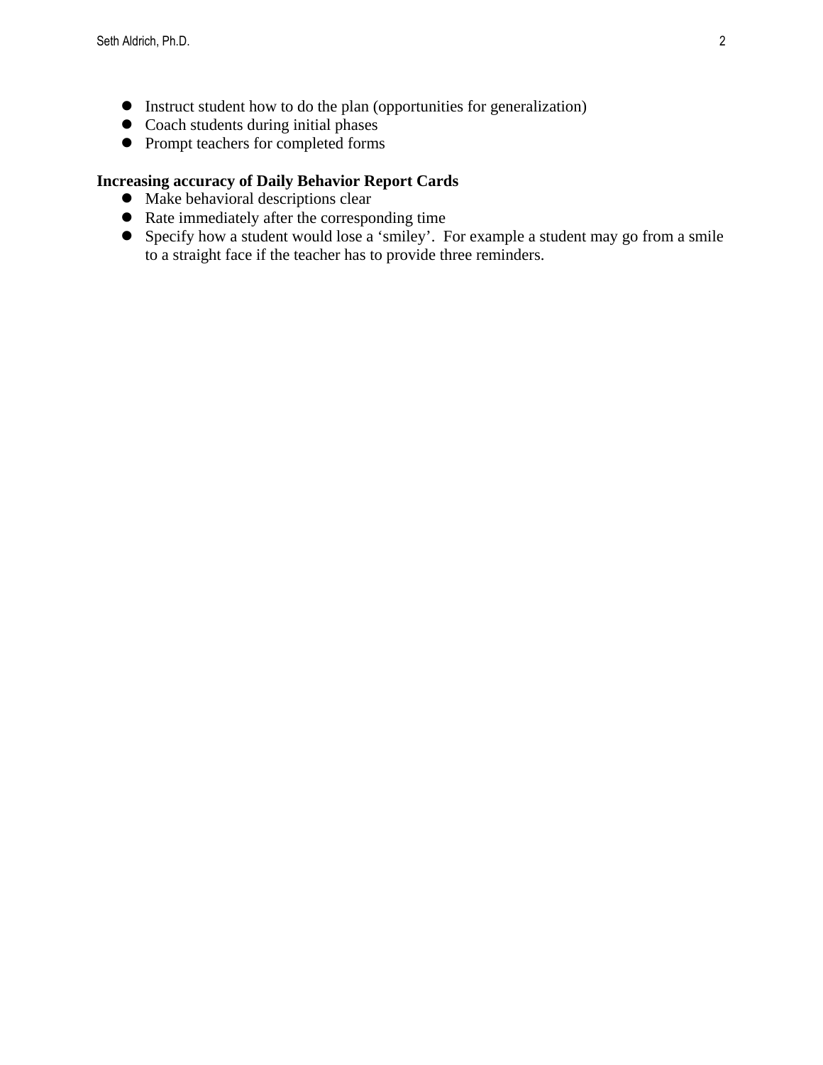- Instruct student how to do the plan (opportunities for generalization)
- Coach students during initial phases
- Prompt teachers for completed forms

**Increasing accuracy of Daily Behavior Report Cards**

- Make behavioral descriptions clear
- Rate immediately after the corresponding time
- Specify how a student would lose a 'smiley'.  For example a student may go from a smile to a straight face if the teacher has to provide three reminders.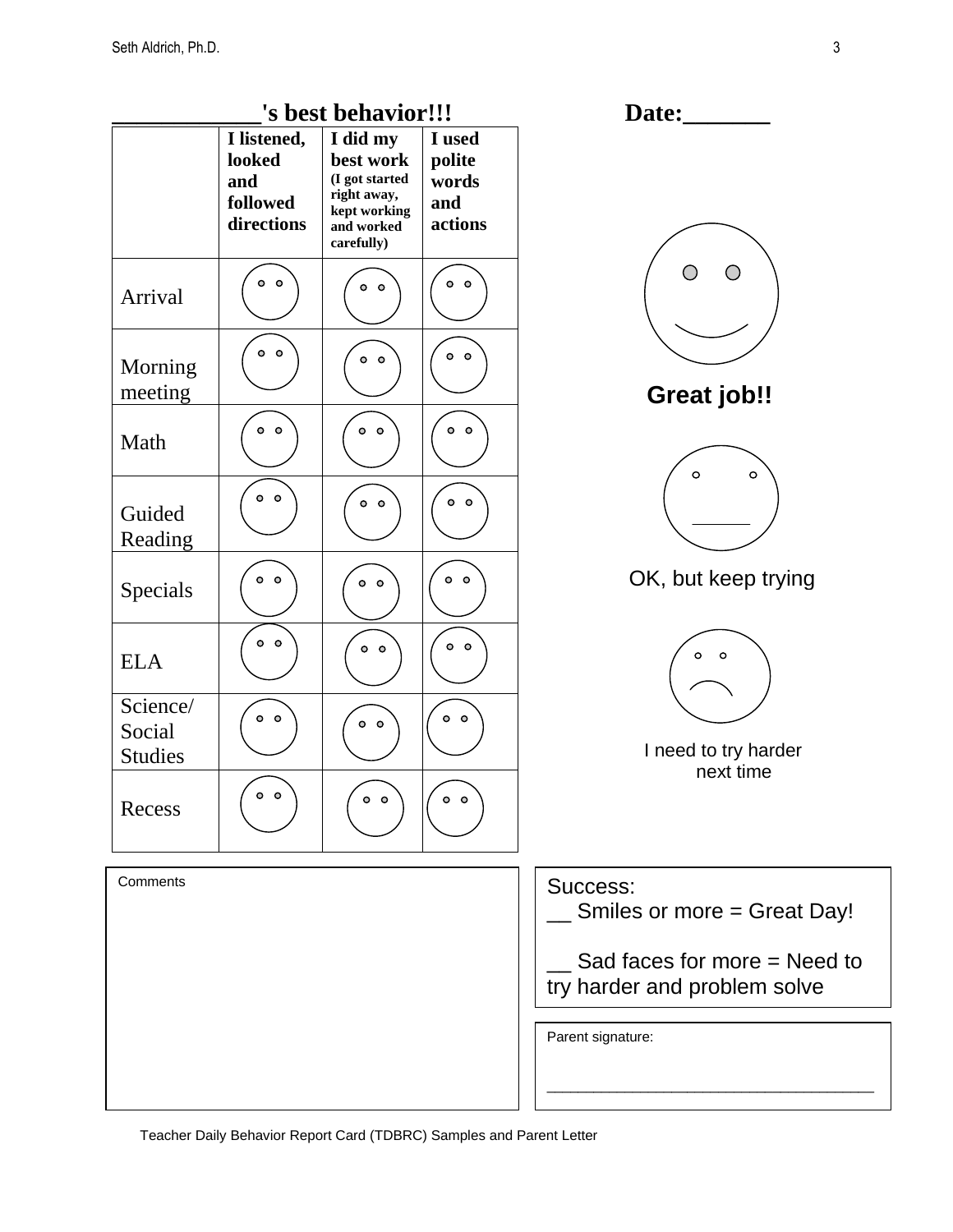## ____________'s best behavior!!! Date:_______

| | I listened, looked and followed directions | I did my best work (I got started right away, kept working and worked carefully) | I used polite words and actions |
|---|---|---|---|
| Arrival | | | |
| Morning meeting | | | |
| Math | | | |
| Guided Reading | | | |
| Specials | | | |
| ELA | | | |
| Science/ Social Studies | | | |
| Recess | | | |

**Great job!!**

OK, but keep trying

I need to try harder next time

Comments

Success:
__ Smiles or more = Great Day!

__ Sad faces for more = Need to try harder and problem solve

Parent signature:

___________________________________

Teacher Daily Behavior Report Card (TDBRC) Samples and Parent Letter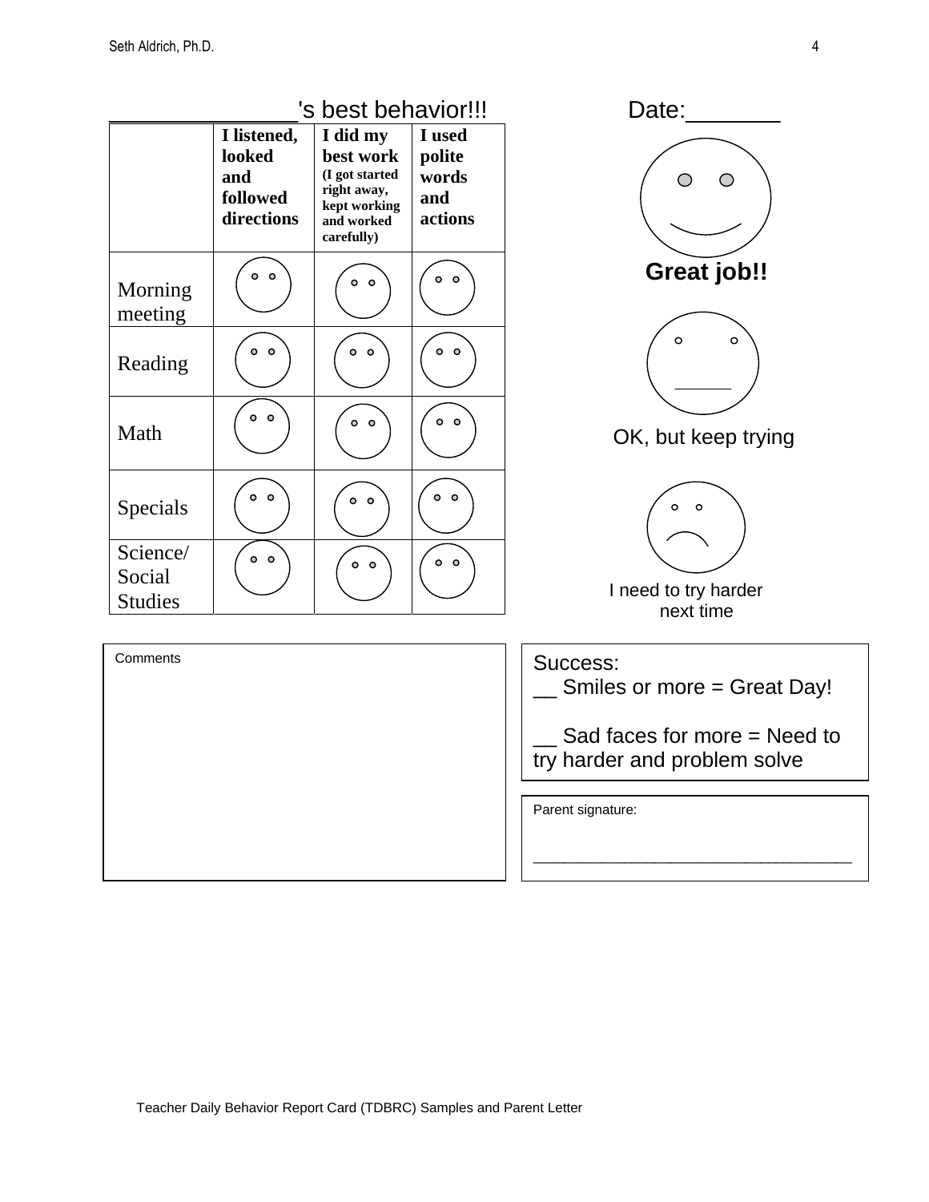______________'s best behavior!!! Date:_______

| | I listened, looked and followed directions | I did my best work (I got started right away, kept working and worked carefully) | I used polite words and actions |
|---|---|---|---|
| Morning meeting | | | |
| Reading | | | |
| Math | | | |
| Specials | | | |
| Science/ Social Studies | | | |

**Great job!!**

OK, but keep trying

I need to try harder next time

Comments

Success:
__ Smiles or more = Great Day!

__ Sad faces for more = Need to try harder and problem solve

Parent signature:

_____________________________________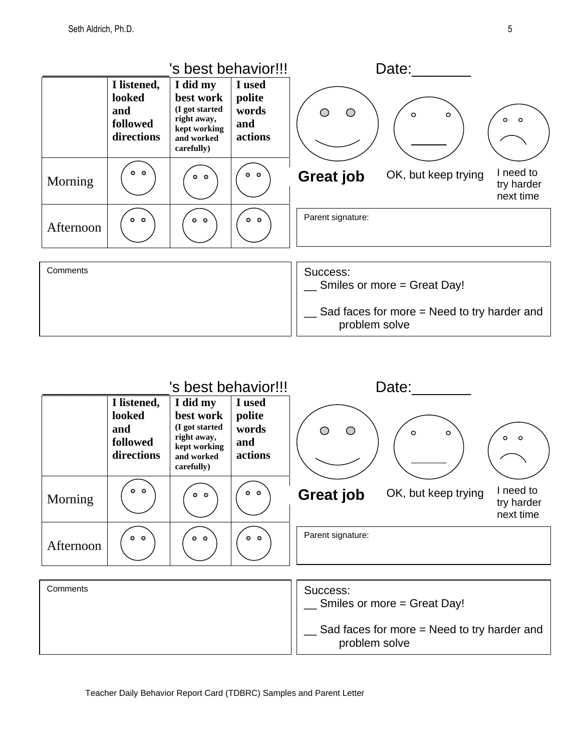_______________'s best behavior!!! Date:_______

| | I listened, looked and followed directions | I did my best work (I got started right away, kept working and worked carefully) | I used polite words and actions |
|---|---|---|---|
| Morning | | | |
| Afternoon | | | |

**Great job** OK, but keep trying I need to try harder next time

Parent signature:

Comments

Success:
__ Smiles or more = Great Day!

__ Sad faces for more = Need to try harder and problem solve

_______________'s best behavior!!! Date:_______

| | I listened, looked and followed directions | I did my best work (I got started right away, kept working and worked carefully) | I used polite words and actions |
|---|---|---|---|
| Morning | | | |
| Afternoon | | | |

**Great job** OK, but keep trying I need to try harder next time

Parent signature:

Comments

Success:
__ Smiles or more = Great Day!

__ Sad faces for more = Need to try harder and problem solve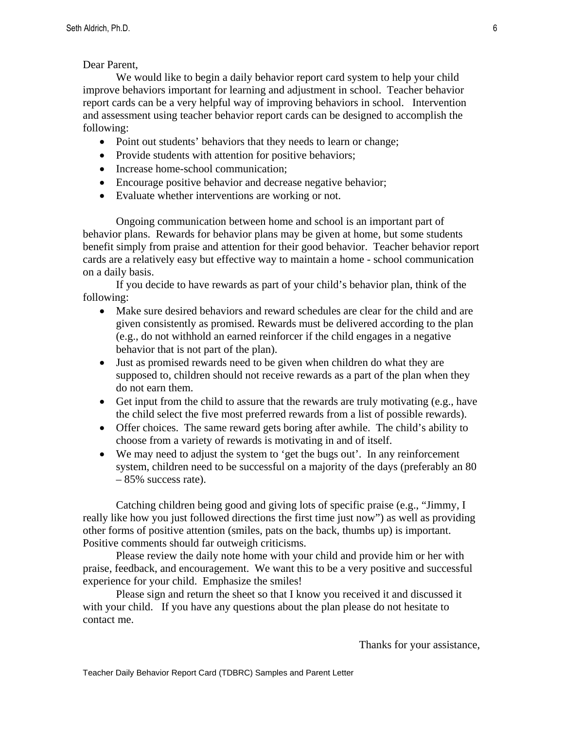Dear Parent,

We would like to begin a daily behavior report card system to help your child improve behaviors important for learning and adjustment in school. Teacher behavior report cards can be a very helpful way of improving behaviors in school. Intervention and assessment using teacher behavior report cards can be designed to accomplish the following:

- Point out students' behaviors that they needs to learn or change;
- Provide students with attention for positive behaviors;
- Increase home-school communication;
- Encourage positive behavior and decrease negative behavior;
- Evaluate whether interventions are working or not.

Ongoing communication between home and school is an important part of behavior plans. Rewards for behavior plans may be given at home, but some students benefit simply from praise and attention for their good behavior. Teacher behavior report cards are a relatively easy but effective way to maintain a home - school communication on a daily basis.

If you decide to have rewards as part of your child's behavior plan, think of the following:

- Make sure desired behaviors and reward schedules are clear for the child and are given consistently as promised. Rewards must be delivered according to the plan (e.g., do not withhold an earned reinforcer if the child engages in a negative behavior that is not part of the plan).
- Just as promised rewards need to be given when children do what they are supposed to, children should not receive rewards as a part of the plan when they do not earn them.
- Get input from the child to assure that the rewards are truly motivating (e.g., have the child select the five most preferred rewards from a list of possible rewards).
- Offer choices. The same reward gets boring after awhile. The child's ability to choose from a variety of rewards is motivating in and of itself.
- We may need to adjust the system to 'get the bugs out'. In any reinforcement system, children need to be successful on a majority of the days (preferably an 80 – 85% success rate).

Catching children being good and giving lots of specific praise (e.g., "Jimmy, I really like how you just followed directions the first time just now") as well as providing other forms of positive attention (smiles, pats on the back, thumbs up) is important. Positive comments should far outweigh criticisms.

Please review the daily note home with your child and provide him or her with praise, feedback, and encouragement. We want this to be a very positive and successful experience for your child. Emphasize the smiles!

Please sign and return the sheet so that I know you received it and discussed it with your child. If you have any questions about the plan please do not hesitate to contact me.

Thanks for your assistance,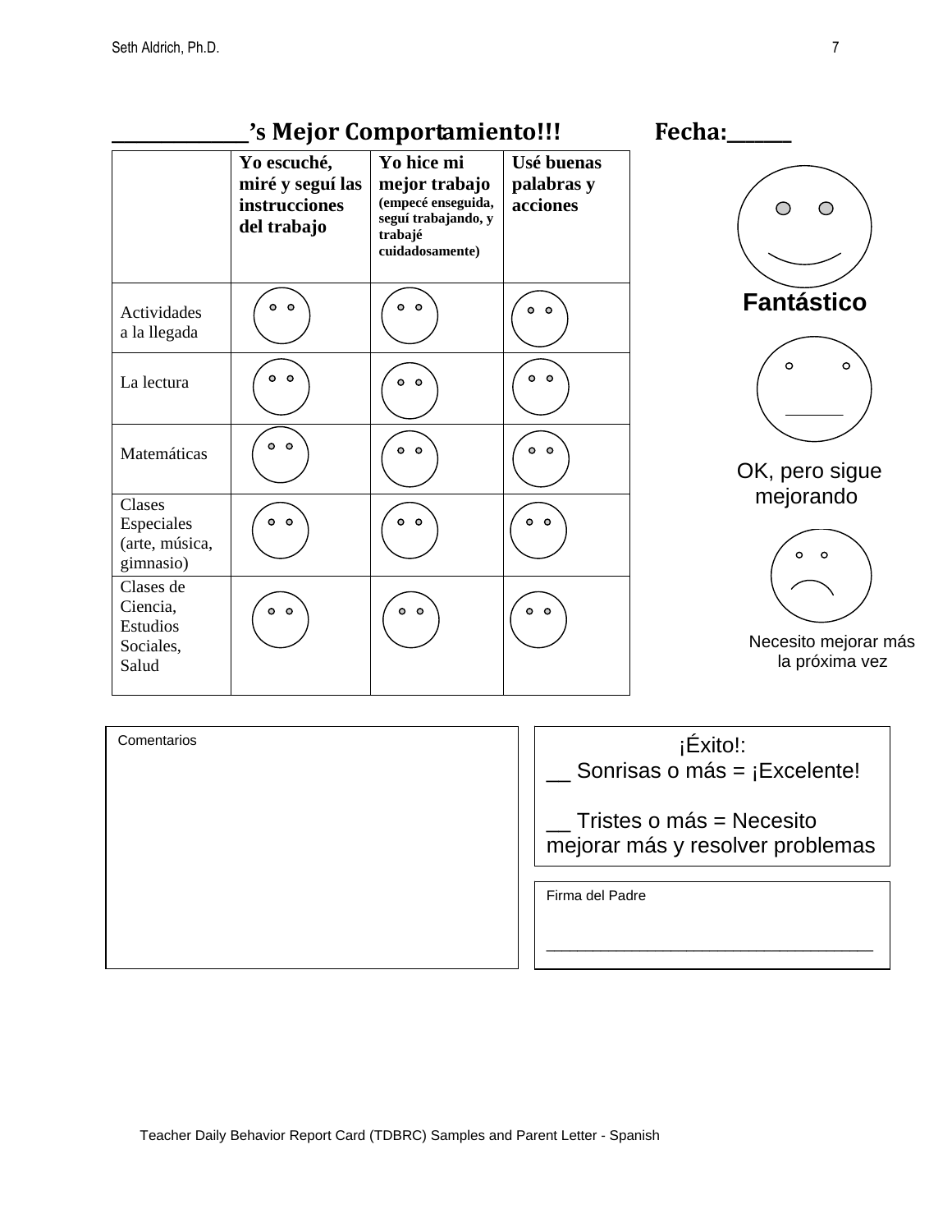## \_\_\_\_\_\_\_\_\_\_\_\_\_\_’s Mejor Comportamiento!!! Fecha:\_\_\_\_\_\_

| | **Yo escuché, miré y seguí las instrucciones del trabajo** | **Yo hice mi mejor trabajo** (empecé enseguida, seguí trabajando, y trabajé cuidadosamente) | **Usé buenas palabras y acciones** |
|---|---|---|---|
| Actividades a la llegada | | | |
| La lectura | | | |
| Matemáticas | | | |
| Clases Especiales (arte, música, gimnasio) | | | |
| Clases de Ciencia, Estudios Sociales, Salud | | | |

**Fantástico**

OK, pero sigue mejorando

Necesito mejorar más la próxima vez

Comentarios

¡Éxito!:

__ Sonrisas o más = ¡Excelente!

__ Tristes o más = Necesito mejorar más y resolver problemas

Firma del Padre

\_\_\_\_\_\_\_\_\_\_\_\_\_\_\_\_\_\_\_\_\_\_\_\_\_\_\_\_\_\_\_\_\_\_\_\_\_\_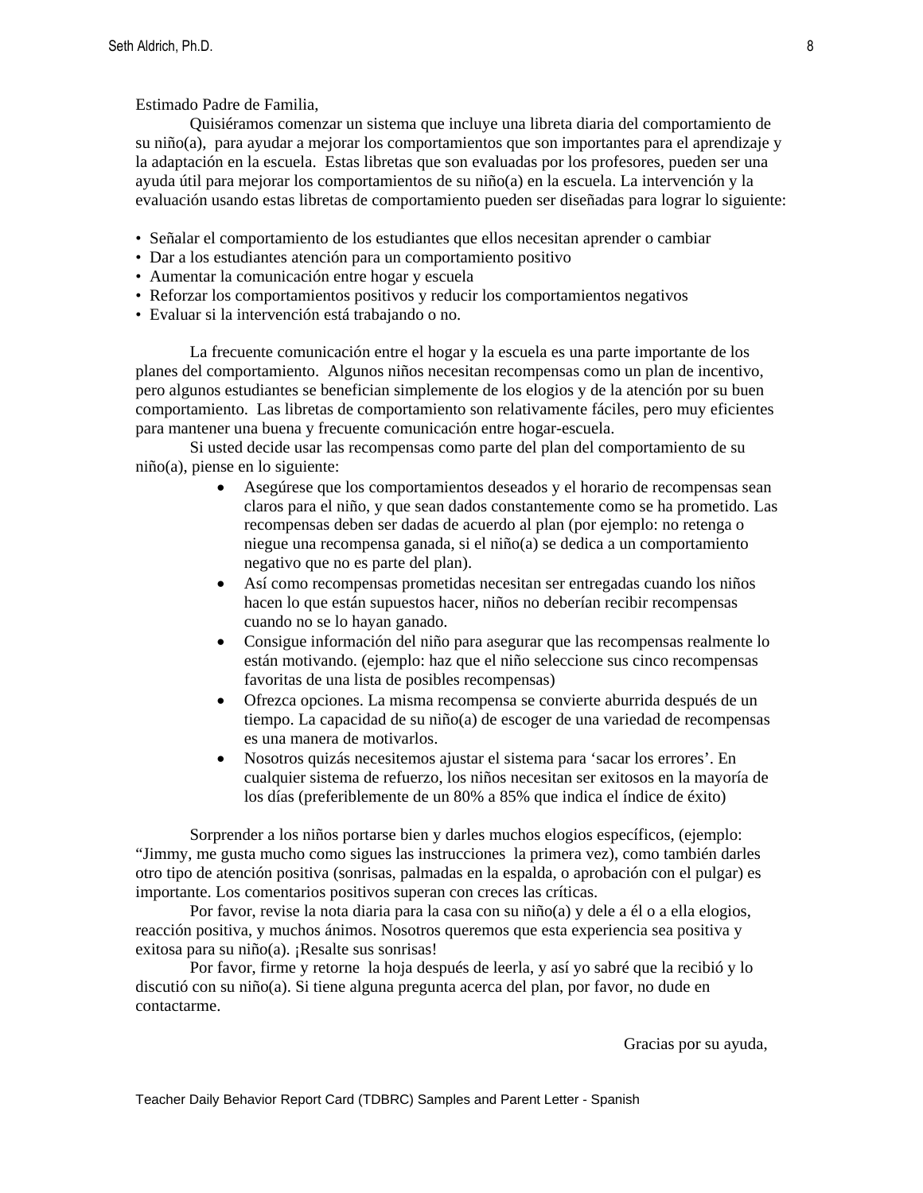Estimado Padre de Familia,

Quisiéramos comenzar un sistema que incluye una libreta diaria del comportamiento de su niño(a), para ayudar a mejorar los comportamientos que son importantes para el aprendizaje y la adaptación en la escuela. Estas libretas que son evaluadas por los profesores, pueden ser una ayuda útil para mejorar los comportamientos de su niño(a) en la escuela. La intervención y la evaluación usando estas libretas de comportamiento pueden ser diseñadas para lograr lo siguiente:

- Señalar el comportamiento de los estudiantes que ellos necesitan aprender o cambiar
- Dar a los estudiantes atención para un comportamiento positivo
- Aumentar la comunicación entre hogar y escuela
- Reforzar los comportamientos positivos y reducir los comportamientos negativos
- Evaluar si la intervención está trabajando o no.

La frecuente comunicación entre el hogar y la escuela es una parte importante de los planes del comportamiento. Algunos niños necesitan recompensas como un plan de incentivo, pero algunos estudiantes se benefician simplemente de los elogios y de la atención por su buen comportamiento. Las libretas de comportamiento son relativamente fáciles, pero muy eficientes para mantener una buena y frecuente comunicación entre hogar-escuela.

Si usted decide usar las recompensas como parte del plan del comportamiento de su niño(a), piense en lo siguiente:

- Asegúrese que los comportamientos deseados y el horario de recompensas sean claros para el niño, y que sean dados constantemente como se ha prometido. Las recompensas deben ser dadas de acuerdo al plan (por ejemplo: no retenga o niegue una recompensa ganada, si el niño(a) se dedica a un comportamiento negativo que no es parte del plan).
- Así como recompensas prometidas necesitan ser entregadas cuando los niños hacen lo que están supuestos hacer, niños no deberían recibir recompensas cuando no se lo hayan ganado.
- Consigue información del niño para asegurar que las recompensas realmente lo están motivando. (ejemplo: haz que el niño seleccione sus cinco recompensas favoritas de una lista de posibles recompensas)
- Ofrezca opciones. La misma recompensa se convierte aburrida después de un tiempo. La capacidad de su niño(a) de escoger de una variedad de recompensas es una manera de motivarlos.
- Nosotros quizás necesitemos ajustar el sistema para 'sacar los errores'. En cualquier sistema de refuerzo, los niños necesitan ser exitosos en la mayoría de los días (preferiblemente de un 80% a 85% que indica el índice de éxito)

Sorprender a los niños portarse bien y darles muchos elogios específicos, (ejemplo: "Jimmy, me gusta mucho como sigues las instrucciones la primera vez), como también darles otro tipo de atención positiva (sonrisas, palmadas en la espalda, o aprobación con el pulgar) es importante. Los comentarios positivos superan con creces las críticas.

Por favor, revise la nota diaria para la casa con su niño(a) y dele a él o a ella elogios, reacción positiva, y muchos ánimos. Nosotros queremos que esta experiencia sea positiva y exitosa para su niño(a). ¡Resalte sus sonrisas!

Por favor, firme y retorne la hoja después de leerla, y así yo sabré que la recibió y lo discutió con su niño(a). Si tiene alguna pregunta acerca del plan, por favor, no dude en contactarme.

Gracias por su ayuda,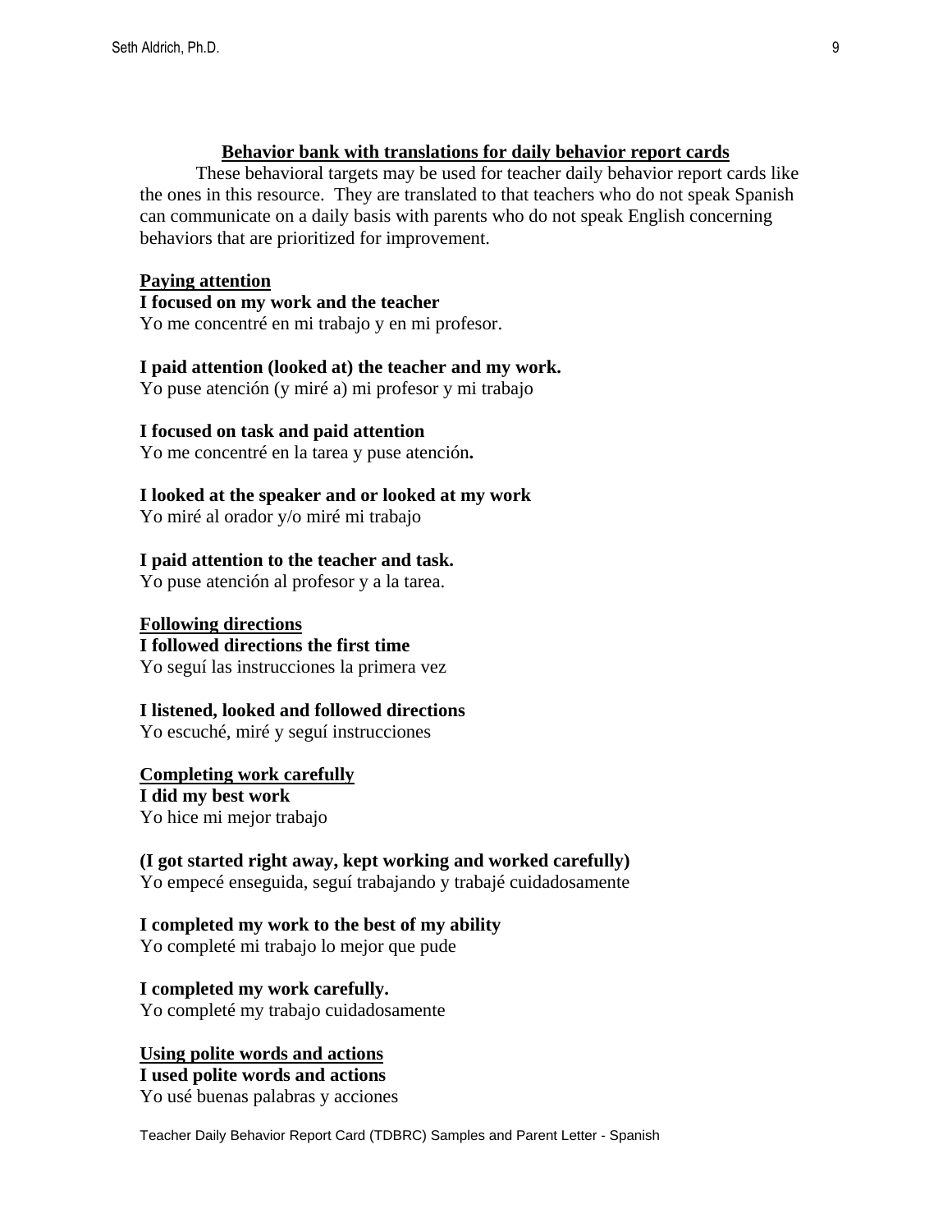## Behavior bank with translations for daily behavior report cards

These behavioral targets may be used for teacher daily behavior report cards like the ones in this resource. They are translated to that teachers who do not speak Spanish can communicate on a daily basis with parents who do not speak English concerning behaviors that are prioritized for improvement.

### Paying attention

**I focused on my work and the teacher**
Yo me concentré en mi trabajo y en mi profesor.

**I paid attention (looked at) the teacher and my work.**
Yo puse atención (y miré a) mi profesor y mi trabajo

**I focused on task and paid attention**
Yo me concentré en la tarea y puse atención**.**

**I looked at the speaker and or looked at my work**
Yo miré al orador y/o miré mi trabajo

**I paid attention to the teacher and task.**
Yo puse atención al profesor y a la tarea.

### Following directions

**I followed directions the first time**
Yo seguí las instrucciones la primera vez

**I listened, looked and followed directions**
Yo escuché, miré y seguí instrucciones

### Completing work carefully

**I did my best work**
Yo hice mi mejor trabajo

**(I got started right away, kept working and worked carefully)**
Yo empecé enseguida, seguí trabajando y trabajé cuidadosamente

**I completed my work to the best of my ability**
Yo completé mi trabajo lo mejor que pude

**I completed my work carefully.**
Yo completé my trabajo cuidadosamente

### Using polite words and actions

**I used polite words and actions**
Yo usé buenas palabras y acciones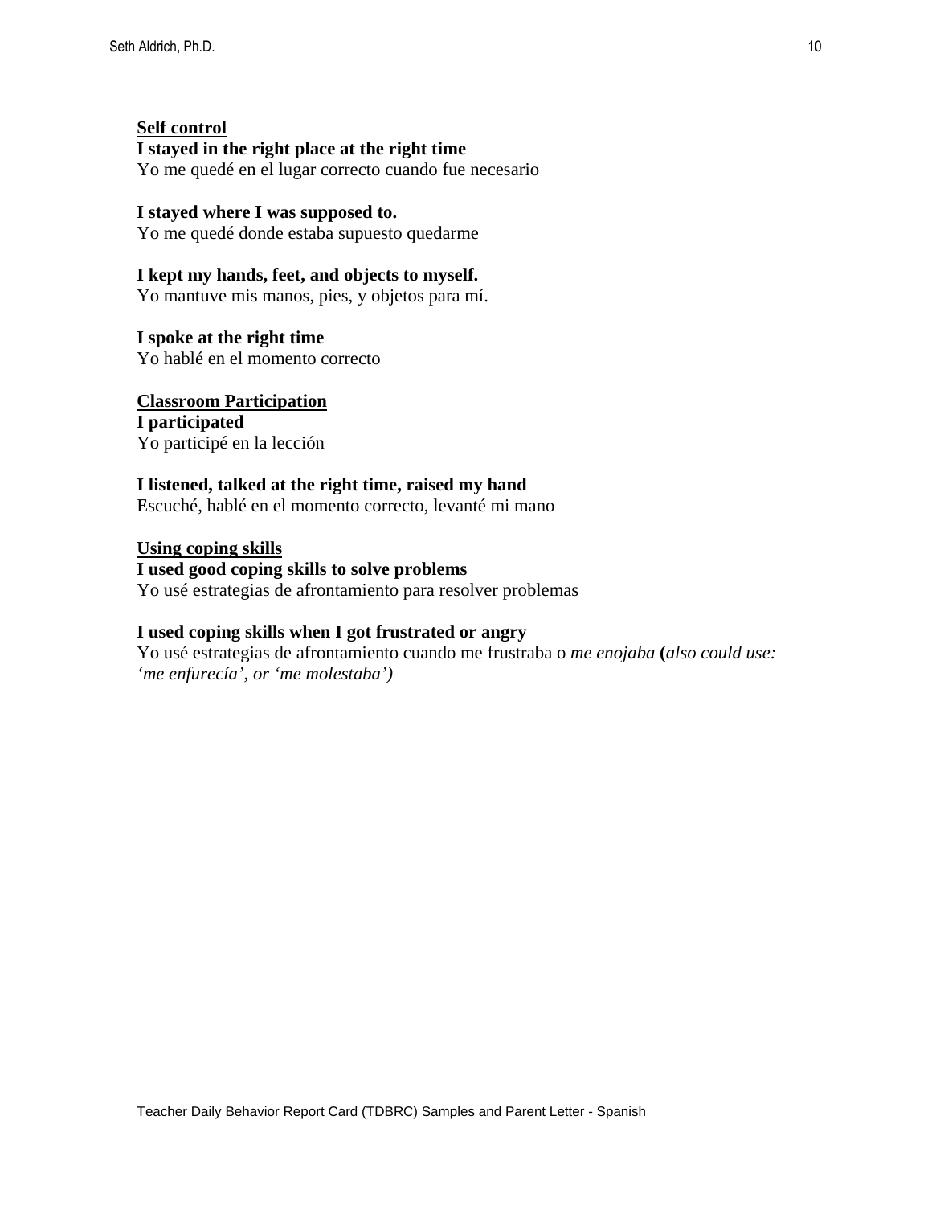**Self control**

**I stayed in the right place at the right time**
Yo me quedé en el lugar correcto cuando fue necesario

**I stayed where I was supposed to.**
Yo me quedé donde estaba supuesto quedarme

**I kept my hands, feet, and objects to myself.**
Yo mantuve mis manos, pies, y objetos para mí.

**I spoke at the right time**
Yo hablé en el momento correcto

**Classroom Participation**

**I participated**
Yo participé en la lección

**I listened, talked at the right time, raised my hand**
Escuché, hablé en el momento correcto, levanté mi mano

**Using coping skills**

**I used good coping skills to solve problems**
Yo usé estrategias de afrontamiento para resolver problemas

**I used coping skills when I got frustrated or angry**
Yo usé estrategias de afrontamiento cuando me frustraba o *me enojaba* **(***also could use: 'me enfurecía', or 'me molestaba')*